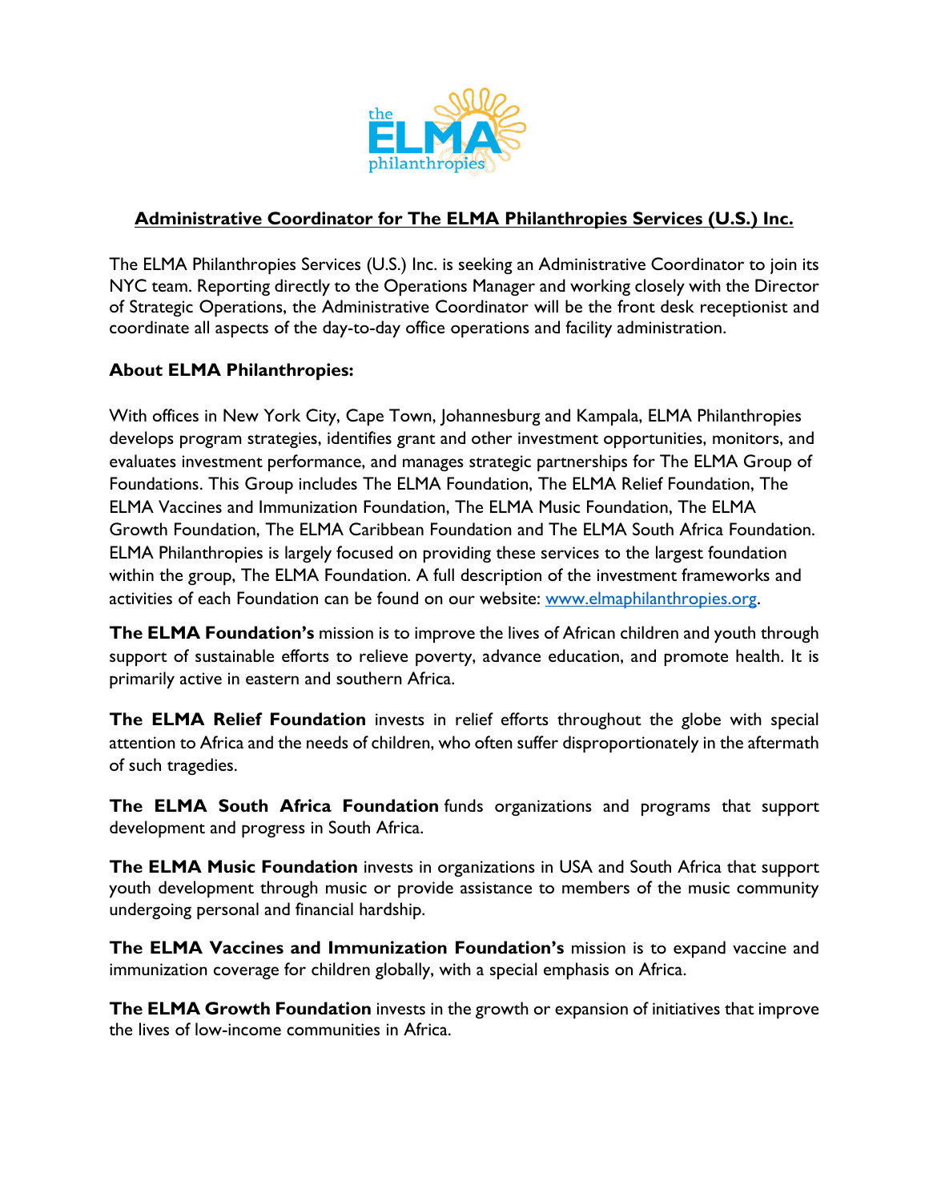# Administrative Coordinator for The ELMA Philanthropies Services (U.S.) Inc.

The ELMA Philanthropies Services (U.S.) Inc. is seeking an Administrative Coordinator to join its NYC team. Reporting directly to the Operations Manager and working closely with the Director of Strategic Operations, the Administrative Coordinator will be the front desk receptionist and coordinate all aspects of the day-to-day office operations and facility administration.

## About ELMA Philanthropies:

With offices in New York City, Cape Town, Johannesburg and Kampala, ELMA Philanthropies develops program strategies, identifies grant and other investment opportunities, monitors, and evaluates investment performance, and manages strategic partnerships for The ELMA Group of Foundations. This Group includes The ELMA Foundation, The ELMA Relief Foundation, The ELMA Vaccines and Immunization Foundation, The ELMA Music Foundation, The ELMA Growth Foundation, The ELMA Caribbean Foundation and The ELMA South Africa Foundation. ELMA Philanthropies is largely focused on providing these services to the largest foundation within the group, The ELMA Foundation. A full description of the investment frameworks and activities of each Foundation can be found on our website: [www.elmaphilanthropies.org](http://www.elmaphilanthropies.org).

**The ELMA Foundation's** mission is to improve the lives of African children and youth through support of sustainable efforts to relieve poverty, advance education, and promote health. It is primarily active in eastern and southern Africa.

**The ELMA Relief Foundation** invests in relief efforts throughout the globe with special attention to Africa and the needs of children, who often suffer disproportionately in the aftermath of such tragedies.

**The ELMA South Africa Foundation** funds organizations and programs that support development and progress in South Africa.

**The ELMA Music Foundation** invests in organizations in USA and South Africa that support youth development through music or provide assistance to members of the music community undergoing personal and financial hardship.

**The ELMA Vaccines and Immunization Foundation's** mission is to expand vaccine and immunization coverage for children globally, with a special emphasis on Africa.

**The ELMA Growth Foundation** invests in the growth or expansion of initiatives that improve the lives of low-income communities in Africa.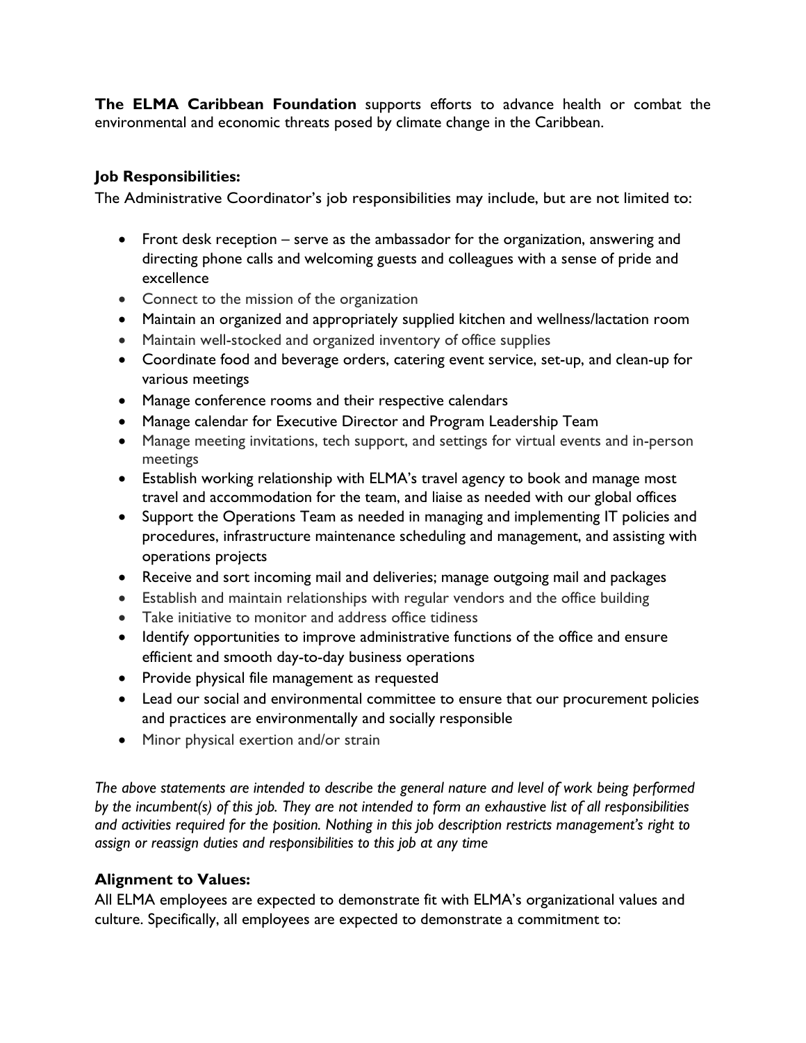**The ELMA Caribbean Foundation** supports efforts to advance health or combat the environmental and economic threats posed by climate change in the Caribbean.

### Job Responsibilities:

The Administrative Coordinator's job responsibilities may include, but are not limited to:

- Front desk reception – serve as the ambassador for the organization, answering and directing phone calls and welcoming guests and colleagues with a sense of pride and excellence
- Connect to the mission of the organization
- Maintain an organized and appropriately supplied kitchen and wellness/lactation room
- Maintain well-stocked and organized inventory of office supplies
- Coordinate food and beverage orders, catering event service, set-up, and clean-up for various meetings
- Manage conference rooms and their respective calendars
- Manage calendar for Executive Director and Program Leadership Team
- Manage meeting invitations, tech support, and settings for virtual events and in-person meetings
- Establish working relationship with ELMA's travel agency to book and manage most travel and accommodation for the team, and liaise as needed with our global offices
- Support the Operations Team as needed in managing and implementing IT policies and procedures, infrastructure maintenance scheduling and management, and assisting with operations projects
- Receive and sort incoming mail and deliveries; manage outgoing mail and packages
- Establish and maintain relationships with regular vendors and the office building
- Take initiative to monitor and address office tidiness
- Identify opportunities to improve administrative functions of the office and ensure efficient and smooth day-to-day business operations
- Provide physical file management as requested
- Lead our social and environmental committee to ensure that our procurement policies and practices are environmentally and socially responsible
- Minor physical exertion and/or strain

*The above statements are intended to describe the general nature and level of work being performed by the incumbent(s) of this job. They are not intended to form an exhaustive list of all responsibilities and activities required for the position. Nothing in this job description restricts management's right to assign or reassign duties and responsibilities to this job at any time*

### Alignment to Values:

All ELMA employees are expected to demonstrate fit with ELMA's organizational values and culture. Specifically, all employees are expected to demonstrate a commitment to: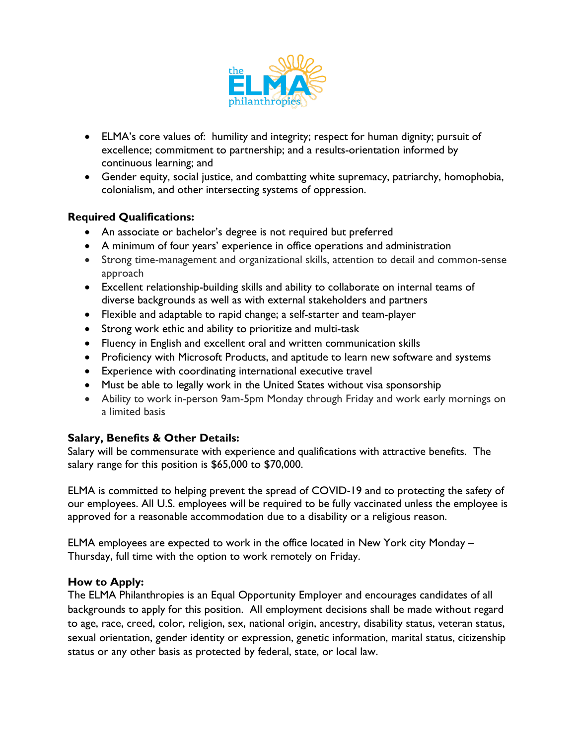- ELMA's core values of: humility and integrity; respect for human dignity; pursuit of excellence; commitment to partnership; and a results-orientation informed by continuous learning; and
- Gender equity, social justice, and combatting white supremacy, patriarchy, homophobia, colonialism, and other intersecting systems of oppression.

**Required Qualifications:**

- An associate or bachelor's degree is not required but preferred
- A minimum of four years' experience in office operations and administration
- Strong time-management and organizational skills, attention to detail and common-sense approach
- Excellent relationship-building skills and ability to collaborate on internal teams of diverse backgrounds as well as with external stakeholders and partners
- Flexible and adaptable to rapid change; a self-starter and team-player
- Strong work ethic and ability to prioritize and multi-task
- Fluency in English and excellent oral and written communication skills
- Proficiency with Microsoft Products, and aptitude to learn new software and systems
- Experience with coordinating international executive travel
- Must be able to legally work in the United States without visa sponsorship
- Ability to work in-person 9am-5pm Monday through Friday and work early mornings on a limited basis

**Salary, Benefits & Other Details:**

Salary will be commensurate with experience and qualifications with attractive benefits. The salary range for this position is $65,000 to $70,000.

ELMA is committed to helping prevent the spread of COVID-19 and to protecting the safety of our employees. All U.S. employees will be required to be fully vaccinated unless the employee is approved for a reasonable accommodation due to a disability or a religious reason.

ELMA employees are expected to work in the office located in New York city Monday – Thursday, full time with the option to work remotely on Friday.

**How to Apply:**

The ELMA Philanthropies is an Equal Opportunity Employer and encourages candidates of all backgrounds to apply for this position. All employment decisions shall be made without regard to age, race, creed, color, religion, sex, national origin, ancestry, disability status, veteran status, sexual orientation, gender identity or expression, genetic information, marital status, citizenship status or any other basis as protected by federal, state, or local law.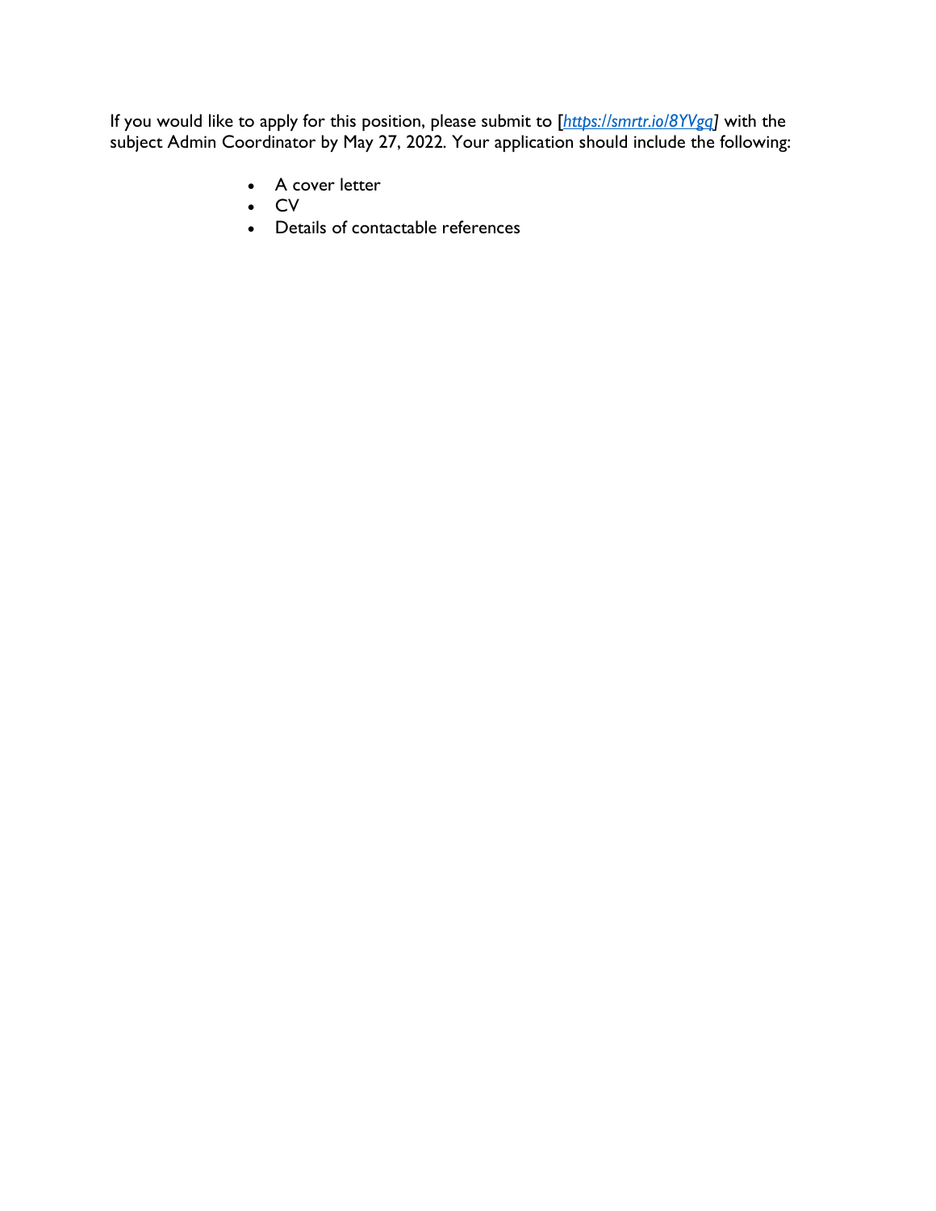If you would like to apply for this position, please submit to [*https://smrtr.io/8YVgq*] with the subject Admin Coordinator by May 27, 2022. Your application should include the following:

- A cover letter
- CV
- Details of contactable references